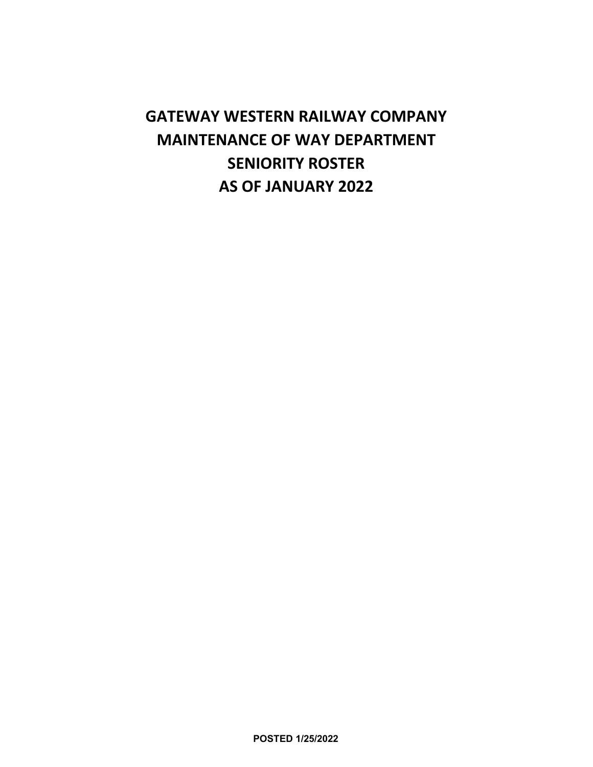# GATEWAY WESTERN RAILWAY COMPANY
# MAINTENANCE OF WAY DEPARTMENT
# SENIORITY ROSTER
# AS OF JANUARY 2022

**POSTED 1/25/2022**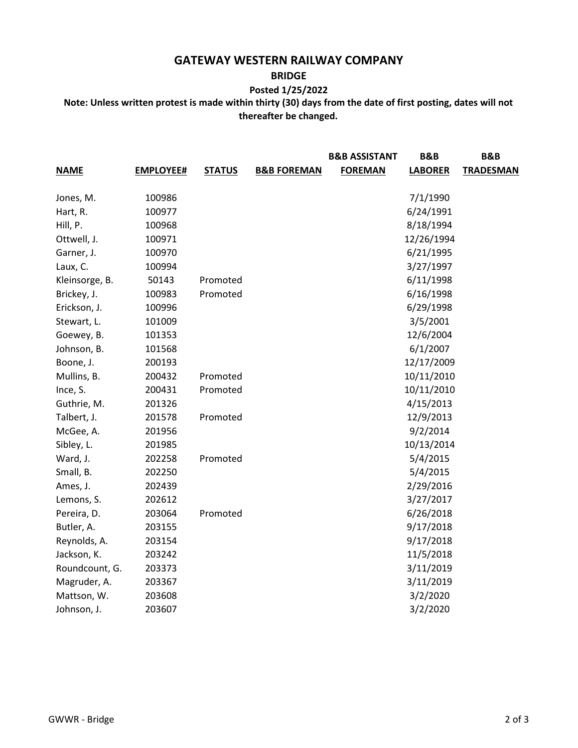# GATEWAY WESTERN RAILWAY COMPANY

## BRIDGE

**Posted 1/25/2022**

**Note: Unless written protest is made within thirty (30) days from the date of first posting, dates will not thereafter be changed.**

| NAME | EMPLOYEE# | STATUS | B&B FOREMAN | B&B ASSISTANT FOREMAN | B&B LABORER | B&B TRADESMAN |
|---|---|---|---|---|---|---|
| Jones, M. | 100986 | | | | 7/1/1990 | |
| Hart, R. | 100977 | | | | 6/24/1991 | |
| Hill, P. | 100968 | | | | 8/18/1994 | |
| Ottwell, J. | 100971 | | | | 12/26/1994 | |
| Garner, J. | 100970 | | | | 6/21/1995 | |
| Laux, C. | 100994 | | | | 3/27/1997 | |
| Kleinsorge, B. | 50143 | Promoted | | | 6/11/1998 | |
| Brickey, J. | 100983 | Promoted | | | 6/16/1998 | |
| Erickson, J. | 100996 | | | | 6/29/1998 | |
| Stewart, L. | 101009 | | | | 3/5/2001 | |
| Goewey, B. | 101353 | | | | 12/6/2004 | |
| Johnson, B. | 101568 | | | | 6/1/2007 | |
| Boone, J. | 200193 | | | | 12/17/2009 | |
| Mullins, B. | 200432 | Promoted | | | 10/11/2010 | |
| Ince, S. | 200431 | Promoted | | | 10/11/2010 | |
| Guthrie, M. | 201326 | | | | 4/15/2013 | |
| Talbert, J. | 201578 | Promoted | | | 12/9/2013 | |
| McGee, A. | 201956 | | | | 9/2/2014 | |
| Sibley, L. | 201985 | | | | 10/13/2014 | |
| Ward, J. | 202258 | Promoted | | | 5/4/2015 | |
| Small, B. | 202250 | | | | 5/4/2015 | |
| Ames, J. | 202439 | | | | 2/29/2016 | |
| Lemons, S. | 202612 | | | | 3/27/2017 | |
| Pereira, D. | 203064 | Promoted | | | 6/26/2018 | |
| Butler, A. | 203155 | | | | 9/17/2018 | |
| Reynolds, A. | 203154 | | | | 9/17/2018 | |
| Jackson, K. | 203242 | | | | 11/5/2018 | |
| Roundcount, G. | 203373 | | | | 3/11/2019 | |
| Magruder, A. | 203367 | | | | 3/11/2019 | |
| Mattson, W. | 203608 | | | | 3/2/2020 | |
| Johnson, J. | 203607 | | | | 3/2/2020 | |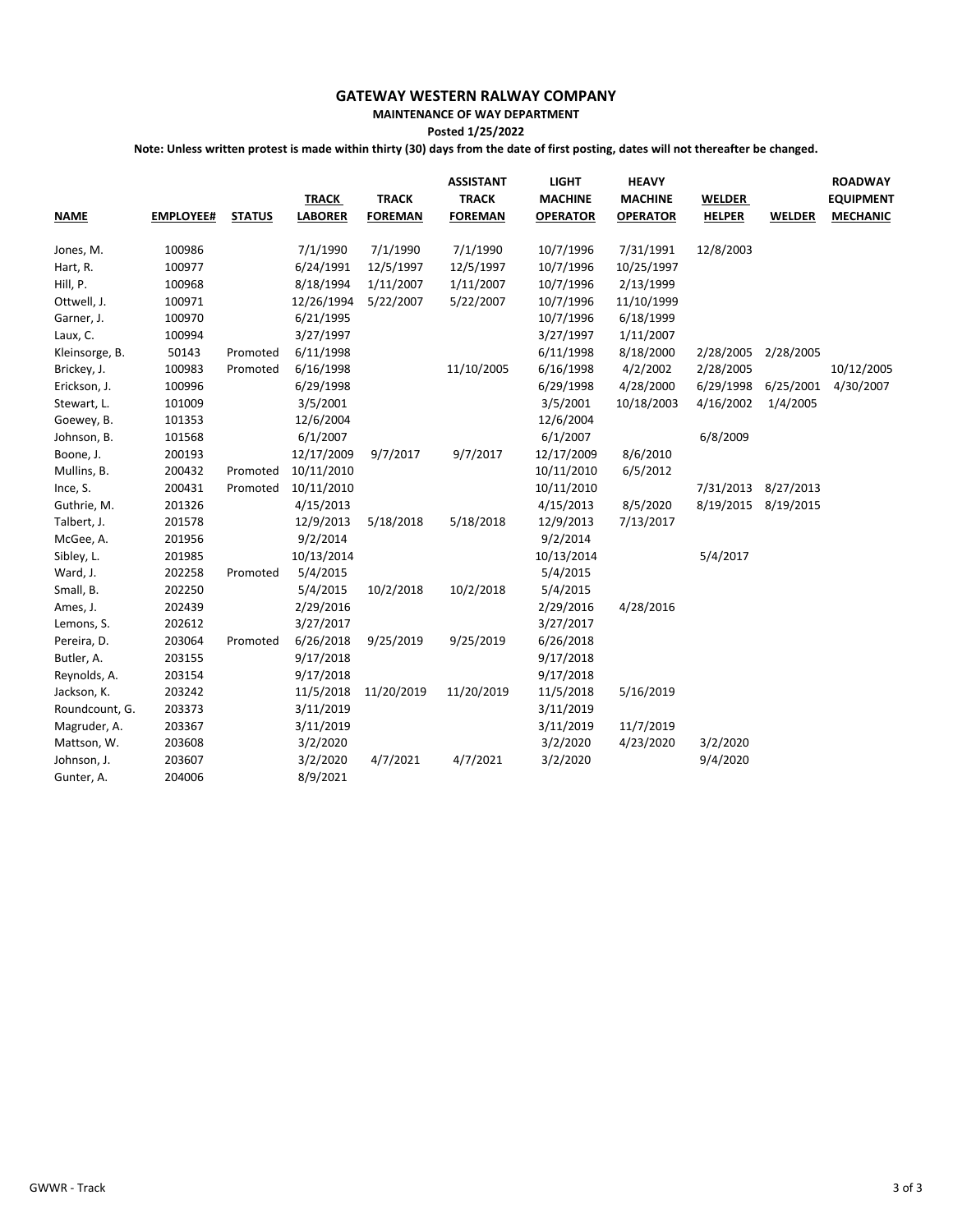**GATEWAY WESTERN RALWAY COMPANY**

**MAINTENANCE OF WAY DEPARTMENT**

**Posted 1/25/2022**

**Note: Unless written protest is made within thirty (30) days from the date of first posting, dates will not thereafter be changed.**

| NAME | EMPLOYEE# | STATUS | TRACK LABORER | TRACK FOREMAN | ASSISTANT TRACK FOREMAN | LIGHT MACHINE OPERATOR | HEAVY MACHINE OPERATOR | WELDER HELPER | WELDER | ROADWAY EQUIPMENT MECHANIC |
|---|---|---|---|---|---|---|---|---|---|---|
| Jones, M. | 100986 | | 7/1/1990 | 7/1/1990 | 7/1/1990 | 10/7/1996 | 7/31/1991 | 12/8/2003 | | |
| Hart, R. | 100977 | | 6/24/1991 | 12/5/1997 | 12/5/1997 | 10/7/1996 | 10/25/1997 | | | |
| Hill, P. | 100968 | | 8/18/1994 | 1/11/2007 | 1/11/2007 | 10/7/1996 | 2/13/1999 | | | |
| Ottwell, J. | 100971 | | 12/26/1994 | 5/22/2007 | 5/22/2007 | 10/7/1996 | 11/10/1999 | | | |
| Garner, J. | 100970 | | 6/21/1995 | | | 10/7/1996 | 6/18/1999 | | | |
| Laux, C. | 100994 | | 3/27/1997 | | | 3/27/1997 | 1/11/2007 | | | |
| Kleinsorge, B. | 50143 | Promoted | 6/11/1998 | | | 6/11/1998 | 8/18/2000 | 2/28/2005 | 2/28/2005 | |
| Brickey, J. | 100983 | Promoted | 6/16/1998 | | 11/10/2005 | 6/16/1998 | 4/2/2002 | 2/28/2005 | | 10/12/2005 |
| Erickson, J. | 100996 | | 6/29/1998 | | | 6/29/1998 | 4/28/2000 | 6/29/1998 | 6/25/2001 | 4/30/2007 |
| Stewart, L. | 101009 | | 3/5/2001 | | | 3/5/2001 | 10/18/2003 | 4/16/2002 | 1/4/2005 | |
| Goewey, B. | 101353 | | 12/6/2004 | | | 12/6/2004 | | | | |
| Johnson, B. | 101568 | | 6/1/2007 | | | 6/1/2007 | | 6/8/2009 | | |
| Boone, J. | 200193 | | 12/17/2009 | 9/7/2017 | 9/7/2017 | 12/17/2009 | 8/6/2010 | | | |
| Mullins, B. | 200432 | Promoted | 10/11/2010 | | | 10/11/2010 | 6/5/2012 | | | |
| Ince, S. | 200431 | Promoted | 10/11/2010 | | | 10/11/2010 | | 7/31/2013 | 8/27/2013 | |
| Guthrie, M. | 201326 | | 4/15/2013 | | | 4/15/2013 | 8/5/2020 | 8/19/2015 | 8/19/2015 | |
| Talbert, J. | 201578 | | 12/9/2013 | 5/18/2018 | 5/18/2018 | 12/9/2013 | 7/13/2017 | | | |
| McGee, A. | 201956 | | 9/2/2014 | | | 9/2/2014 | | | | |
| Sibley, L. | 201985 | | 10/13/2014 | | | 10/13/2014 | | 5/4/2017 | | |
| Ward, J. | 202258 | Promoted | 5/4/2015 | | | 5/4/2015 | | | | |
| Small, B. | 202250 | | 5/4/2015 | 10/2/2018 | 10/2/2018 | 5/4/2015 | | | | |
| Ames, J. | 202439 | | 2/29/2016 | | | 2/29/2016 | 4/28/2016 | | | |
| Lemons, S. | 202612 | | 3/27/2017 | | | 3/27/2017 | | | | |
| Pereira, D. | 203064 | Promoted | 6/26/2018 | 9/25/2019 | 9/25/2019 | 6/26/2018 | | | | |
| Butler, A. | 203155 | | 9/17/2018 | | | 9/17/2018 | | | | |
| Reynolds, A. | 203154 | | 9/17/2018 | | | 9/17/2018 | | | | |
| Jackson, K. | 203242 | | 11/5/2018 | 11/20/2019 | 11/20/2019 | 11/5/2018 | 5/16/2019 | | | |
| Roundcount, G. | 203373 | | 3/11/2019 | | | 3/11/2019 | | | | |
| Magruder, A. | 203367 | | 3/11/2019 | | | 3/11/2019 | 11/7/2019 | | | |
| Mattson, W. | 203608 | | 3/2/2020 | | | 3/2/2020 | 4/23/2020 | 3/2/2020 | | |
| Johnson, J. | 203607 | | 3/2/2020 | 4/7/2021 | 4/7/2021 | 3/2/2020 | | 9/4/2020 | | |
| Gunter, A. | 204006 | | 8/9/2021 | | | | | | | |